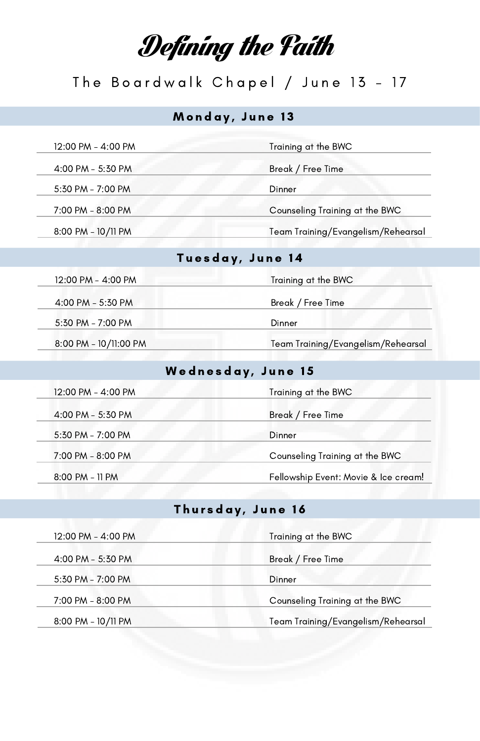# Defining the Faith

The Boardwalk Chapel / June 13 – 17

## Monday, June 13

| | |
|---|---|
| 12:00 PM – 4:00 PM | Training at the BWC |
| 4:00 PM – 5:30 PM | Break / Free Time |
| 5:30 PM – 7:00 PM | Dinner |
| 7:00 PM – 8:00 PM | Counseling Training at the BWC |
| 8:00 PM – 10/11 PM | Team Training/Evangelism/Rehearsal |

## Tuesday, June 14

| | |
|---|---|
| 12:00 PM – 4:00 PM | Training at the BWC |
| 4:00 PM – 5:30 PM | Break / Free Time |
| 5:30 PM – 7:00 PM | Dinner |
| 8:00 PM – 10/11:00 PM | Team Training/Evangelism/Rehearsal |

## Wednesday, June 15

| | |
|---|---|
| 12:00 PM – 4:00 PM | Training at the BWC |
| 4:00 PM – 5:30 PM | Break / Free Time |
| 5:30 PM – 7:00 PM | Dinner |
| 7:00 PM – 8:00 PM | Counseling Training at the BWC |
| 8:00 PM – 11 PM | Fellowship Event: Movie & Ice cream! |

## Thursday, June 16

| | |
|---|---|
| 12:00 PM – 4:00 PM | Training at the BWC |
| 4:00 PM – 5:30 PM | Break / Free Time |
| 5:30 PM – 7:00 PM | Dinner |
| 7:00 PM – 8:00 PM | Counseling Training at the BWC |
| 8:00 PM – 10/11 PM | Team Training/Evangelism/Rehearsal |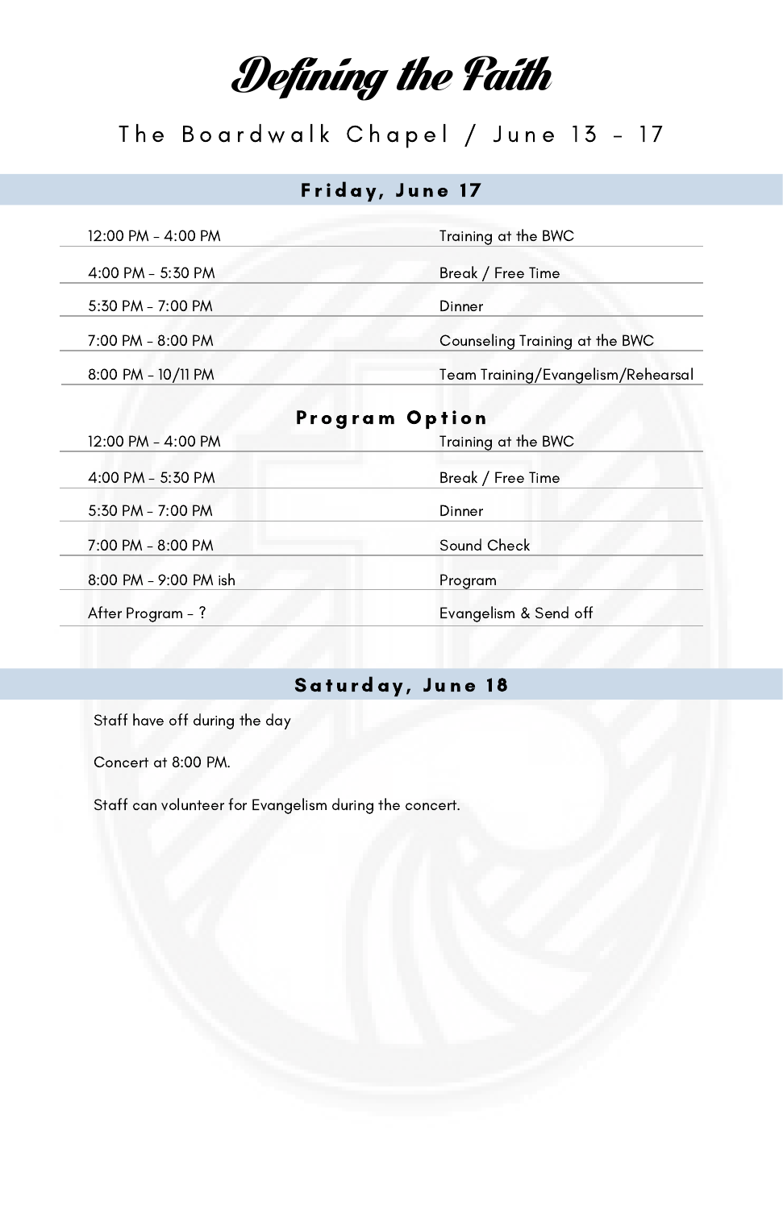# Defining the Faith

The Boardwalk Chapel / June 13 – 17

## Friday, June 17

| | |
|---|---|
| 12:00 PM – 4:00 PM | Training at the BWC |
| 4:00 PM – 5:30 PM | Break / Free Time |
| 5:30 PM – 7:00 PM | Dinner |
| 7:00 PM – 8:00 PM | Counseling Training at the BWC |
| 8:00 PM – 10/11 PM | Team Training/Evangelism/Rehearsal |

### Program Option

| | |
|---|---|
| 12:00 PM – 4:00 PM | Training at the BWC |
| 4:00 PM – 5:30 PM | Break / Free Time |
| 5:30 PM – 7:00 PM | Dinner |
| 7:00 PM – 8:00 PM | Sound Check |
| 8:00 PM – 9:00 PM ish | Program |
| After Program – ? | Evangelism & Send off |

## Saturday, June 18

Staff have off during the day

Concert at 8:00 PM.

Staff can volunteer for Evangelism during the concert.